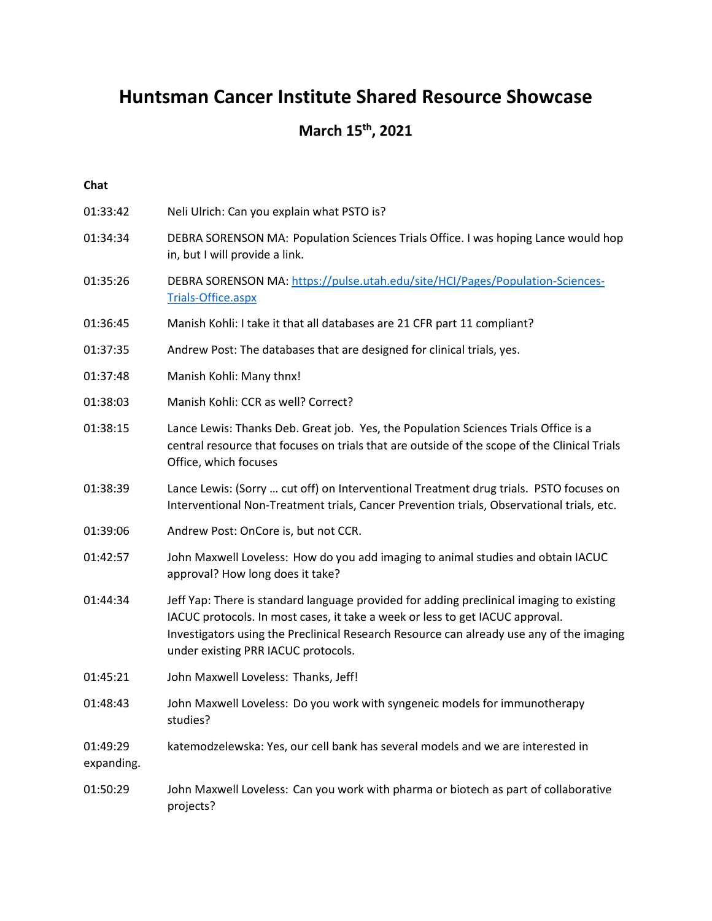# Huntsman Cancer Institute Shared Resource Showcase

## March 15th, 2021

**Chat**

01:33:42 Neli Ulrich: Can you explain what PSTO is?

01:34:34 DEBRA SORENSON MA: Population Sciences Trials Office. I was hoping Lance would hop in, but I will provide a link.

01:35:26 DEBRA SORENSON MA: https://pulse.utah.edu/site/HCI/Pages/Population-Sciences-Trials-Office.aspx

01:36:45 Manish Kohli: I take it that all databases are 21 CFR part 11 compliant?

01:37:35 Andrew Post: The databases that are designed for clinical trials, yes.

01:37:48 Manish Kohli: Many thnx!

01:38:03 Manish Kohli: CCR as well? Correct?

01:38:15 Lance Lewis: Thanks Deb. Great job. Yes, the Population Sciences Trials Office is a central resource that focuses on trials that are outside of the scope of the Clinical Trials Office, which focuses

01:38:39 Lance Lewis: (Sorry … cut off) on Interventional Treatment drug trials. PSTO focuses on Interventional Non-Treatment trials, Cancer Prevention trials, Observational trials, etc.

01:39:06 Andrew Post: OnCore is, but not CCR.

01:42:57 John Maxwell Loveless: How do you add imaging to animal studies and obtain IACUC approval? How long does it take?

01:44:34 Jeff Yap: There is standard language provided for adding preclinical imaging to existing IACUC protocols. In most cases, it take a week or less to get IACUC approval. Investigators using the Preclinical Research Resource can already use any of the imaging under existing PRR IACUC protocols.

01:45:21 John Maxwell Loveless: Thanks, Jeff!

01:48:43 John Maxwell Loveless: Do you work with syngeneic models for immunotherapy studies?

01:49:29 katemodzelewska: Yes, our cell bank has several models and we are interested in expanding.

01:50:29 John Maxwell Loveless: Can you work with pharma or biotech as part of collaborative projects?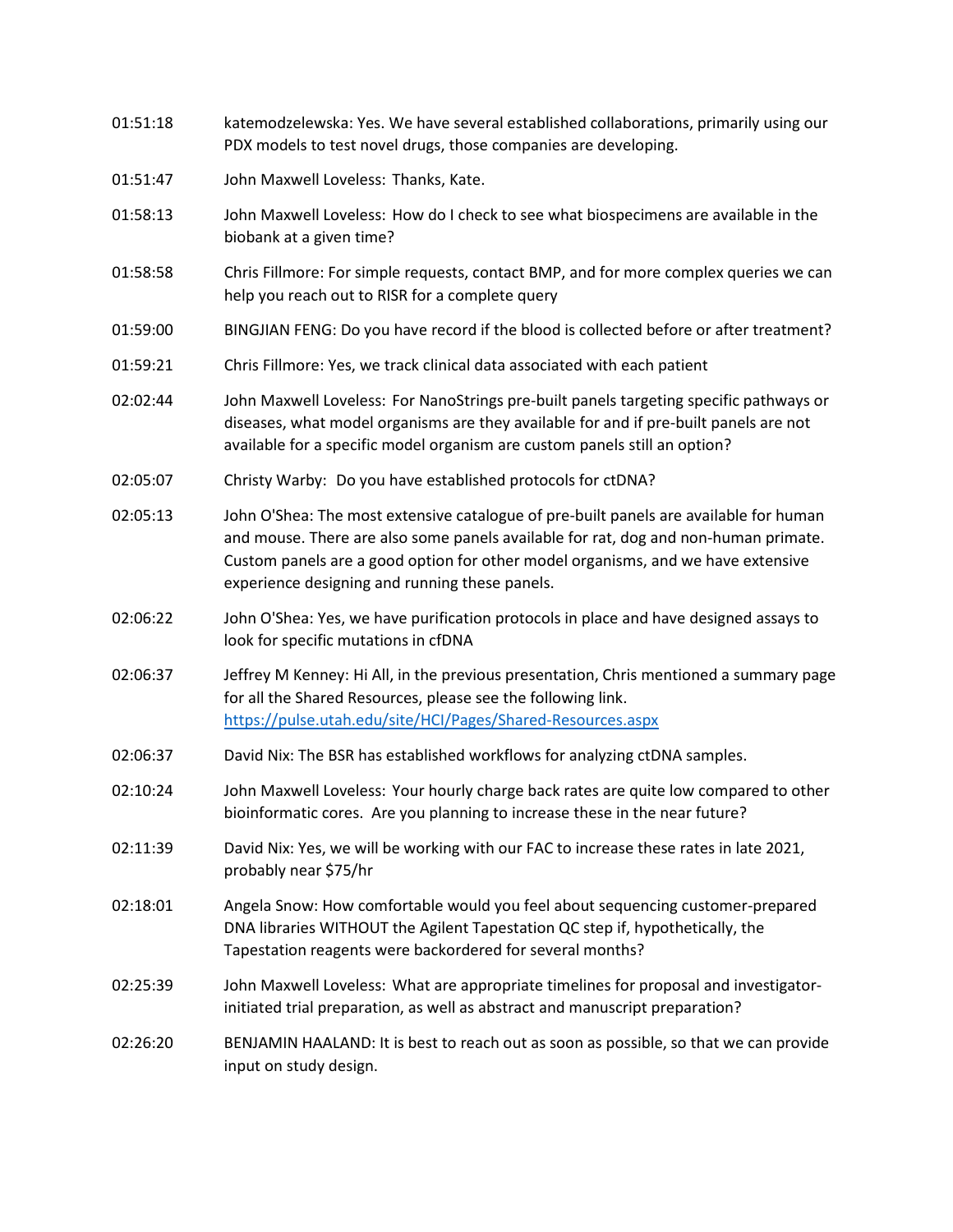01:51:18 katemodzelewska: Yes. We have several established collaborations, primarily using our PDX models to test novel drugs, those companies are developing.

01:51:47 John Maxwell Loveless: Thanks, Kate.

01:58:13 John Maxwell Loveless: How do I check to see what biospecimens are available in the biobank at a given time?

01:58:58 Chris Fillmore: For simple requests, contact BMP, and for more complex queries we can help you reach out to RISR for a complete query

01:59:00 BINGJIAN FENG: Do you have record if the blood is collected before or after treatment?

01:59:21 Chris Fillmore: Yes, we track clinical data associated with each patient

02:02:44 John Maxwell Loveless: For NanoStrings pre-built panels targeting specific pathways or diseases, what model organisms are they available for and if pre-built panels are not available for a specific model organism are custom panels still an option?

02:05:07 Christy Warby: Do you have established protocols for ctDNA?

02:05:13 John O'Shea: The most extensive catalogue of pre-built panels are available for human and mouse. There are also some panels available for rat, dog and non-human primate. Custom panels are a good option for other model organisms, and we have extensive experience designing and running these panels.

02:06:22 John O'Shea: Yes, we have purification protocols in place and have designed assays to look for specific mutations in cfDNA

02:06:37 Jeffrey M Kenney: Hi All, in the previous presentation, Chris mentioned a summary page for all the Shared Resources, please see the following link. [https://pulse.utah.edu/site/HCI/Pages/Shared-Resources.aspx](https://pulse.utah.edu/site/HCI/Pages/Shared-Resources.aspx)

02:06:37 David Nix: The BSR has established workflows for analyzing ctDNA samples.

02:10:24 John Maxwell Loveless: Your hourly charge back rates are quite low compared to other bioinformatic cores. Are you planning to increase these in the near future?

02:11:39 David Nix: Yes, we will be working with our FAC to increase these rates in late 2021, probably near $75/hr

02:18:01 Angela Snow: How comfortable would you feel about sequencing customer-prepared DNA libraries WITHOUT the Agilent Tapestation QC step if, hypothetically, the Tapestation reagents were backordered for several months?

02:25:39 John Maxwell Loveless: What are appropriate timelines for proposal and investigator-initiated trial preparation, as well as abstract and manuscript preparation?

02:26:20 BENJAMIN HAALAND: It is best to reach out as soon as possible, so that we can provide input on study design.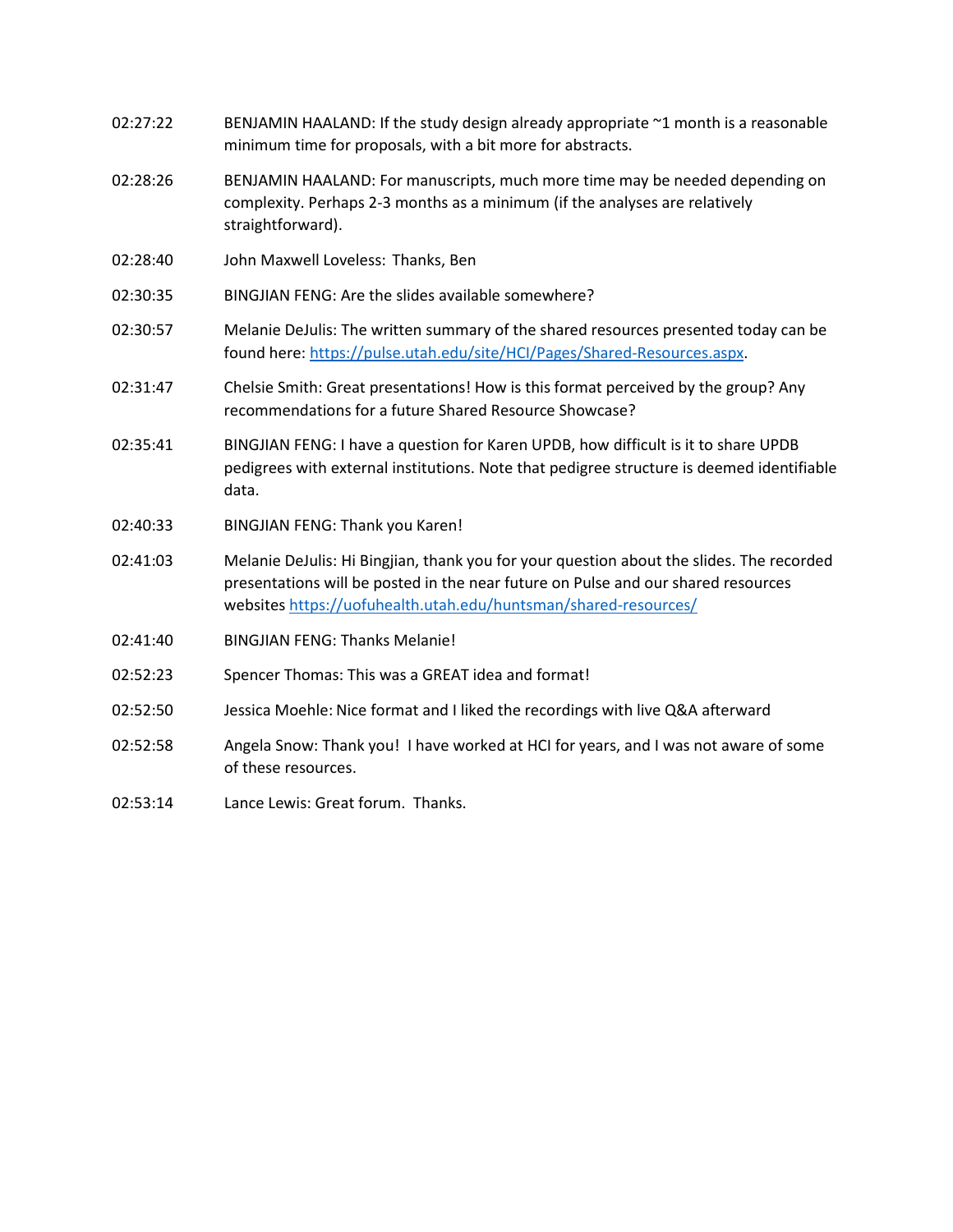| | |
|---|---|
| 02:27:22 | BENJAMIN HAALAND: If the study design already appropriate ~1 month is a reasonable minimum time for proposals, with a bit more for abstracts. |
| 02:28:26 | BENJAMIN HAALAND: For manuscripts, much more time may be needed depending on complexity. Perhaps 2-3 months as a minimum (if the analyses are relatively straightforward). |
| 02:28:40 | John Maxwell Loveless: Thanks, Ben |
| 02:30:35 | BINGJIAN FENG: Are the slides available somewhere? |
| 02:30:57 | Melanie DeJulis: The written summary of the shared resources presented today can be found here: [https://pulse.utah.edu/site/HCI/Pages/Shared-Resources.aspx](https://pulse.utah.edu/site/HCI/Pages/Shared-Resources.aspx). |
| 02:31:47 | Chelsie Smith: Great presentations! How is this format perceived by the group? Any recommendations for a future Shared Resource Showcase? |
| 02:35:41 | BINGJIAN FENG: I have a question for Karen UPDB, how difficult is it to share UPDB pedigrees with external institutions. Note that pedigree structure is deemed identifiable data. |
| 02:40:33 | BINGJIAN FENG: Thank you Karen! |
| 02:41:03 | Melanie DeJulis: Hi Bingjian, thank you for your question about the slides. The recorded presentations will be posted in the near future on Pulse and our shared resources websites [https://uofuhealth.utah.edu/huntsman/shared-resources/](https://uofuhealth.utah.edu/huntsman/shared-resources/) |
| 02:41:40 | BINGJIAN FENG: Thanks Melanie! |
| 02:52:23 | Spencer Thomas: This was a GREAT idea and format! |
| 02:52:50 | Jessica Moehle: Nice format and I liked the recordings with live Q&A afterward |
| 02:52:58 | Angela Snow: Thank you! I have worked at HCI for years, and I was not aware of some of these resources. |
| 02:53:14 | Lance Lewis: Great forum. Thanks. |